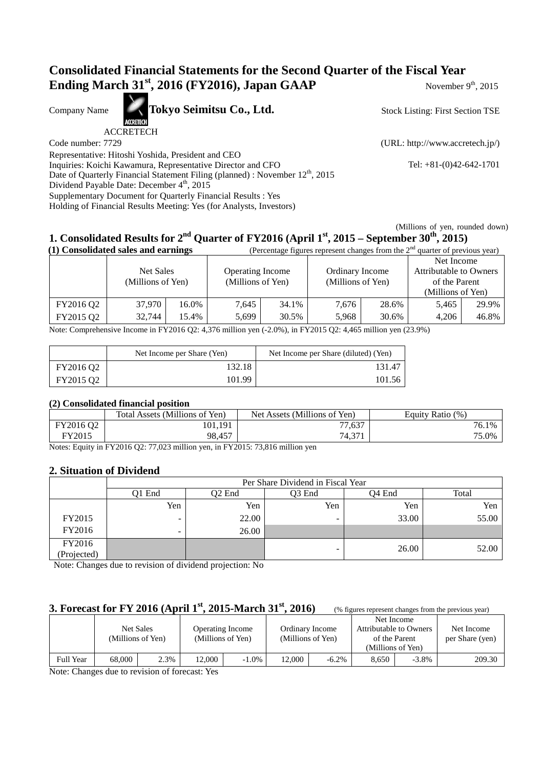# Consolidated Financial Statements for the Second Quarter of the Fiscal Year Ending March 31st, 2016 (FY2016), Japan GAAP

November 9th, 2015

Company Name **Tokyo Seimitsu Co., Ltd.** Stock Listing: First Section TSE

ACCRETECH

Code number: 7729 (URL: http://www.accretech.jp/)

Representative: Hitoshi Yoshida, President and CEO

Inquiries: Koichi Kawamura, Representative Director and CFO Tel: +81-(0)42-642-1701

Date of Quarterly Financial Statement Filing (planned) : November 12th, 2015

Dividend Payable Date: December 4th, 2015

Supplementary Document for Quarterly Financial Results : Yes

Holding of Financial Results Meeting: Yes (for Analysts, Investors)

(Millions of yen, rounded down)

## 1. Consolidated Results for 2nd Quarter of FY2016 (April 1st, 2015 – September 30th, 2015)

### (1) Consolidated sales and earnings

(Percentage figures represent changes from the 2nd quarter of previous year)

| | Net Sales (Millions of Yen) | | Operating Income (Millions of Yen) | | Ordinary Income (Millions of Yen) | | Net Income Attributable to Owners of the Parent (Millions of Yen) | |
|---|---|---|---|---|---|---|---|---|
| FY2016 Q2 | 37,970 | 16.0% | 7,645 | 34.1% | 7,676 | 28.6% | 5,465 | 29.9% |
| FY2015 Q2 | 32,744 | 15.4% | 5,699 | 30.5% | 5,968 | 30.6% | 4,206 | 46.8% |

Note: Comprehensive Income in FY2016 Q2: 4,376 million yen (-2.0%), in FY2015 Q2: 4,465 million yen (23.9%)

| | Net Income per Share (Yen) | Net Income per Share (diluted) (Yen) |
|---|---|---|
| FY2016 Q2 | 132.18 | 131.47 |
| FY2015 Q2 | 101.99 | 101.56 |

### (2) Consolidated financial position

| | Total Assets (Millions of Yen) | Net Assets (Millions of Yen) | Equity Ratio (%) |
|---|---|---|---|
| FY2016 Q2 | 101,191 | 77,637 | 76.1% |
| FY2015 | 98,457 | 74,371 | 75.0% |

Notes: Equity in FY2016 Q2: 77,023 million yen, in FY2015: 73,816 million yen

## 2. Situation of Dividend

| | Per Share Dividend in Fiscal Year | | | | |
|---|---|---|---|---|---|
| | Q1 End | Q2 End | Q3 End | Q4 End | Total |
| | Yen | Yen | Yen | Yen | Yen |
| FY2015 | - | 22.00 | - | 33.00 | 55.00 |
| FY2016 | - | 26.00 | | | |
| FY2016 (Projected) | | | - | 26.00 | 52.00 |

Note: Changes due to revision of dividend projection: No

## 3. Forecast for FY 2016 (April 1st, 2015-March 31st, 2016)

(% figures represent changes from the previous year)

| | Net Sales (Millions of Yen) | | Operating Income (Millions of Yen) | | Ordinary Income (Millions of Yen) | | Net Income Attributable to Owners of the Parent (Millions of Yen) | | Net Income per Share (yen) |
|---|---|---|---|---|---|---|---|---|---|
| Full Year | 68,000 | 2.3% | 12,000 | -1.0% | 12,000 | -6.2% | 8,650 | -3.8% | 209.30 |

Note: Changes due to revision of forecast: Yes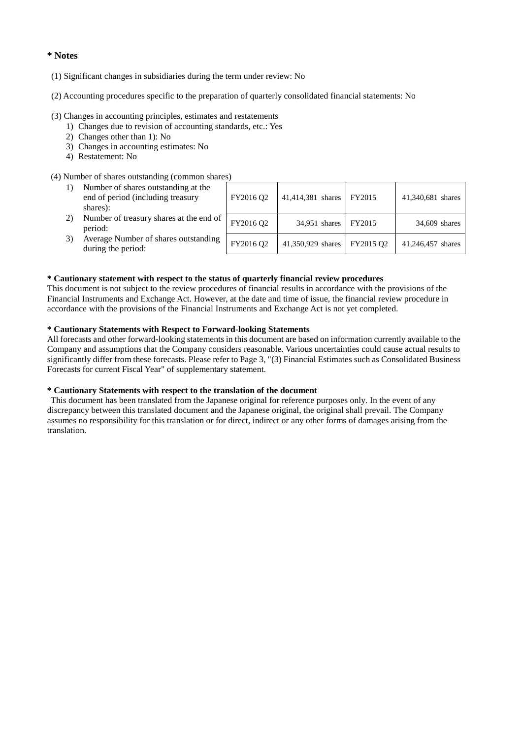**\* Notes**

(1) Significant changes in subsidiaries during the term under review: No

(2) Accounting procedures specific to the preparation of quarterly consolidated financial statements: No

(3) Changes in accounting principles, estimates and restatements

1) Changes due to revision of accounting standards, etc.: Yes
2) Changes other than 1): No
3) Changes in accounting estimates: No
4) Restatement: No

(4) Number of shares outstanding (common shares)

| | | | | |
|---|---|---|---|---|
| 1) Number of shares outstanding at the end of period (including treasury shares): | FY2016 Q2 | 41,414,381 shares | FY2015 | 41,340,681 shares |
| 2) Number of treasury shares at the end of period: | FY2016 Q2 | 34,951 shares | FY2015 | 34,609 shares |
| 3) Average Number of shares outstanding during the period: | FY2016 Q2 | 41,350,929 shares | FY2015 Q2 | 41,246,457 shares |

**\* Cautionary statement with respect to the status of quarterly financial review procedures**

This document is not subject to the review procedures of financial results in accordance with the provisions of the Financial Instruments and Exchange Act. However, at the date and time of issue, the financial review procedure in accordance with the provisions of the Financial Instruments and Exchange Act is not yet completed.

**\* Cautionary Statements with Respect to Forward-looking Statements**

All forecasts and other forward-looking statements in this document are based on information currently available to the Company and assumptions that the Company considers reasonable. Various uncertainties could cause actual results to significantly differ from these forecasts. Please refer to Page 3, "(3) Financial Estimates such as Consolidated Business Forecasts for current Fiscal Year" of supplementary statement.

**\* Cautionary Statements with respect to the translation of the document**

This document has been translated from the Japanese original for reference purposes only. In the event of any discrepancy between this translated document and the Japanese original, the original shall prevail. The Company assumes no responsibility for this translation or for direct, indirect or any other forms of damages arising from the translation.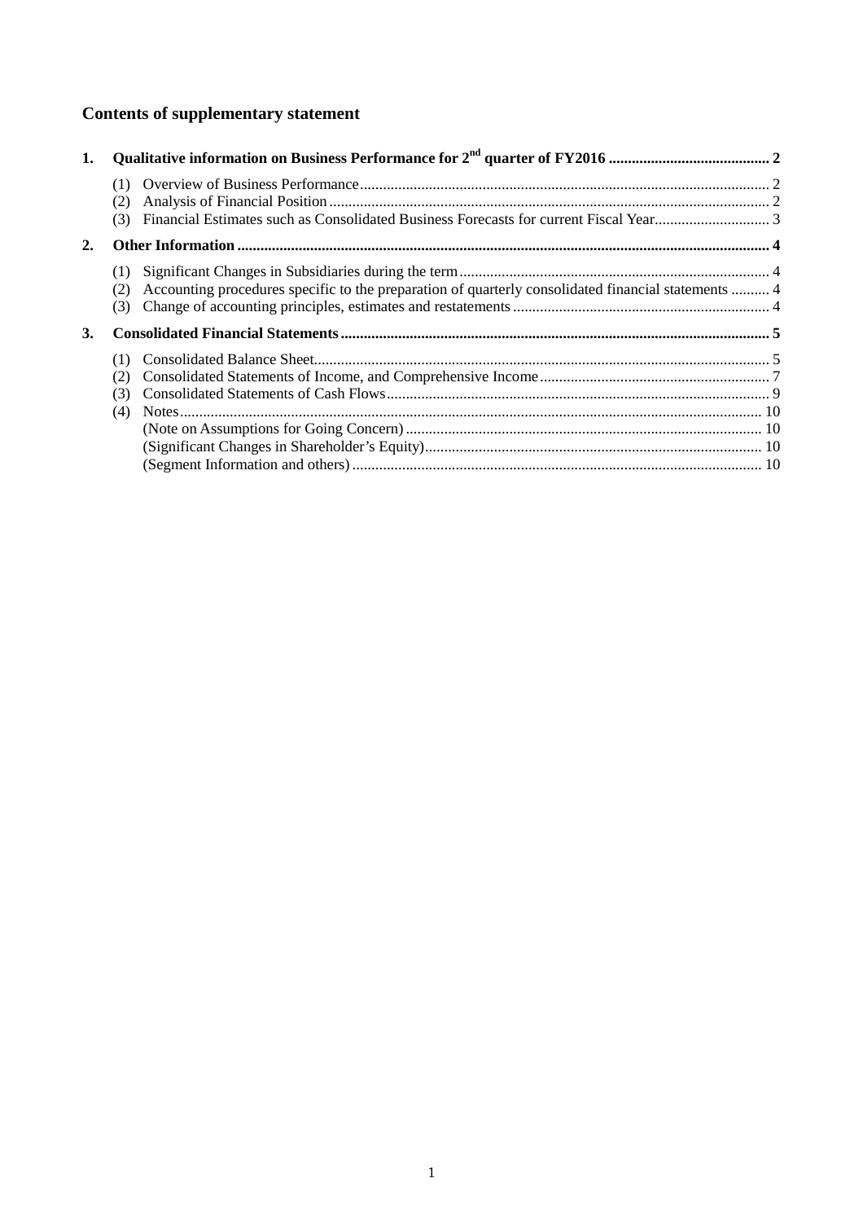## Contents of supplementary statement

1. **Qualitative information on Business Performance for 2nd quarter of FY2016 .......... 2**
   - (1) Overview of Business Performance .......... 2
   - (2) Analysis of Financial Position .......... 2
   - (3) Financial Estimates such as Consolidated Business Forecasts for current Fiscal Year .......... 3
2. **Other Information .......... 4**
   - (1) Significant Changes in Subsidiaries during the term .......... 4
   - (2) Accounting procedures specific to the preparation of quarterly consolidated financial statements .......... 4
   - (3) Change of accounting principles, estimates and restatements .......... 4
3. **Consolidated Financial Statements .......... 5**
   - (1) Consolidated Balance Sheet .......... 5
   - (2) Consolidated Statements of Income, and Comprehensive Income .......... 7
   - (3) Consolidated Statements of Cash Flows .......... 9
   - (4) Notes .......... 10
     - (Note on Assumptions for Going Concern) .......... 10
     - (Significant Changes in Shareholder's Equity) .......... 10
     - (Segment Information and others) .......... 10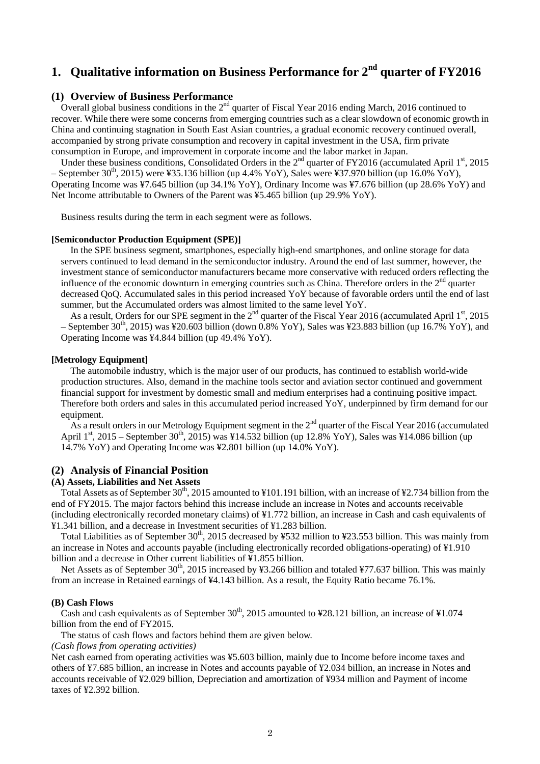# 1. Qualitative information on Business Performance for 2nd quarter of FY2016

## (1) Overview of Business Performance

Overall global business conditions in the 2nd quarter of Fiscal Year 2016 ending March, 2016 continued to recover. While there were some concerns from emerging countries such as a clear slowdown of economic growth in China and continuing stagnation in South East Asian countries, a gradual economic recovery continued overall, accompanied by strong private consumption and recovery in capital investment in the USA, firm private consumption in Europe, and improvement in corporate income and the labor market in Japan.

Under these business conditions, Consolidated Orders in the 2nd quarter of FY2016 (accumulated April 1st, 2015 – September 30th, 2015) were ¥35.136 billion (up 4.4% YoY), Sales were ¥37.970 billion (up 16.0% YoY), Operating Income was ¥7.645 billion (up 34.1% YoY), Ordinary Income was ¥7.676 billion (up 28.6% YoY) and Net Income attributable to Owners of the Parent was ¥5.465 billion (up 29.9% YoY).

Business results during the term in each segment were as follows.

**[Semiconductor Production Equipment (SPE)]**

In the SPE business segment, smartphones, especially high-end smartphones, and online storage for data servers continued to lead demand in the semiconductor industry. Around the end of last summer, however, the investment stance of semiconductor manufacturers became more conservative with reduced orders reflecting the influence of the economic downturn in emerging countries such as China. Therefore orders in the 2nd quarter decreased QoQ. Accumulated sales in this period increased YoY because of favorable orders until the end of last summer, but the Accumulated orders was almost limited to the same level YoY.

As a result, Orders for our SPE segment in the 2nd quarter of the Fiscal Year 2016 (accumulated April 1st, 2015 – September 30th, 2015) was ¥20.603 billion (down 0.8% YoY), Sales was ¥23.883 billion (up 16.7% YoY), and Operating Income was ¥4.844 billion (up 49.4% YoY).

**[Metrology Equipment]**

The automobile industry, which is the major user of our products, has continued to establish world-wide production structures. Also, demand in the machine tools sector and aviation sector continued and government financial support for investment by domestic small and medium enterprises had a continuing positive impact. Therefore both orders and sales in this accumulated period increased YoY, underpinned by firm demand for our equipment.

As a result orders in our Metrology Equipment segment in the 2nd quarter of the Fiscal Year 2016 (accumulated April 1st, 2015 – September 30th, 2015) was ¥14.532 billion (up 12.8% YoY), Sales was ¥14.086 billion (up 14.7% YoY) and Operating Income was ¥2.801 billion (up 14.0% YoY).

## (2) Analysis of Financial Position

### (A) Assets, Liabilities and Net Assets

Total Assets as of September 30th, 2015 amounted to ¥101.191 billion, with an increase of ¥2.734 billion from the end of FY2015. The major factors behind this increase include an increase in Notes and accounts receivable (including electronically recorded monetary claims) of ¥1.772 billion, an increase in Cash and cash equivalents of ¥1.341 billion, and a decrease in Investment securities of ¥1.283 billion.

Total Liabilities as of September 30th, 2015 decreased by ¥532 million to ¥23.553 billion. This was mainly from an increase in Notes and accounts payable (including electronically recorded obligations-operating) of ¥1.910 billion and a decrease in Other current liabilities of ¥1.855 billion.

Net Assets as of September 30th, 2015 increased by ¥3.266 billion and totaled ¥77.637 billion. This was mainly from an increase in Retained earnings of ¥4.143 billion. As a result, the Equity Ratio became 76.1%.

### (B) Cash Flows

Cash and cash equivalents as of September 30th, 2015 amounted to ¥28.121 billion, an increase of ¥1.074 billion from the end of FY2015.

The status of cash flows and factors behind them are given below.

*(Cash flows from operating activities)*

Net cash earned from operating activities was ¥5.603 billion, mainly due to Income before income taxes and others of ¥7.685 billion, an increase in Notes and accounts payable of ¥2.034 billion, an increase in Notes and accounts receivable of ¥2.029 billion, Depreciation and amortization of ¥934 million and Payment of income taxes of ¥2.392 billion.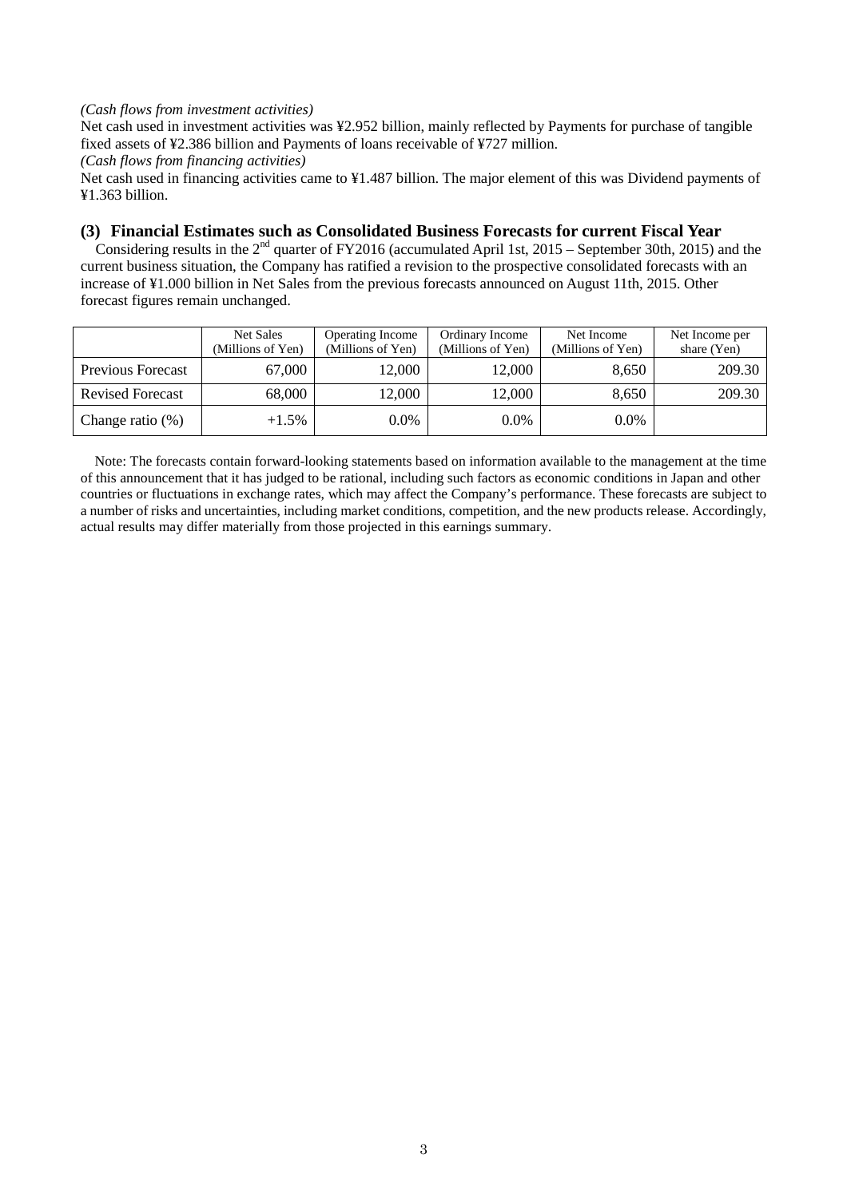*(Cash flows from investment activities)*

Net cash used in investment activities was ¥2.952 billion, mainly reflected by Payments for purchase of tangible fixed assets of ¥2.386 billion and Payments of loans receivable of ¥727 million.

*(Cash flows from financing activities)*

Net cash used in financing activities came to ¥1.487 billion. The major element of this was Dividend payments of ¥1.363 billion.

### (3) Financial Estimates such as Consolidated Business Forecasts for current Fiscal Year

Considering results in the 2nd quarter of FY2016 (accumulated April 1st, 2015 – September 30th, 2015) and the current business situation, the Company has ratified a revision to the prospective consolidated forecasts with an increase of ¥1.000 billion in Net Sales from the previous forecasts announced on August 11th, 2015. Other forecast figures remain unchanged.

| | Net Sales (Millions of Yen) | Operating Income (Millions of Yen) | Ordinary Income (Millions of Yen) | Net Income (Millions of Yen) | Net Income per share (Yen) |
|---|---|---|---|---|---|
| Previous Forecast | 67,000 | 12,000 | 12,000 | 8,650 | 209.30 |
| Revised Forecast | 68,000 | 12,000 | 12,000 | 8,650 | 209.30 |
| Change ratio (%) | +1.5% | 0.0% | 0.0% | 0.0% | |

Note: The forecasts contain forward-looking statements based on information available to the management at the time of this announcement that it has judged to be rational, including such factors as economic conditions in Japan and other countries or fluctuations in exchange rates, which may affect the Company's performance. These forecasts are subject to a number of risks and uncertainties, including market conditions, competition, and the new products release. Accordingly, actual results may differ materially from those projected in this earnings summary.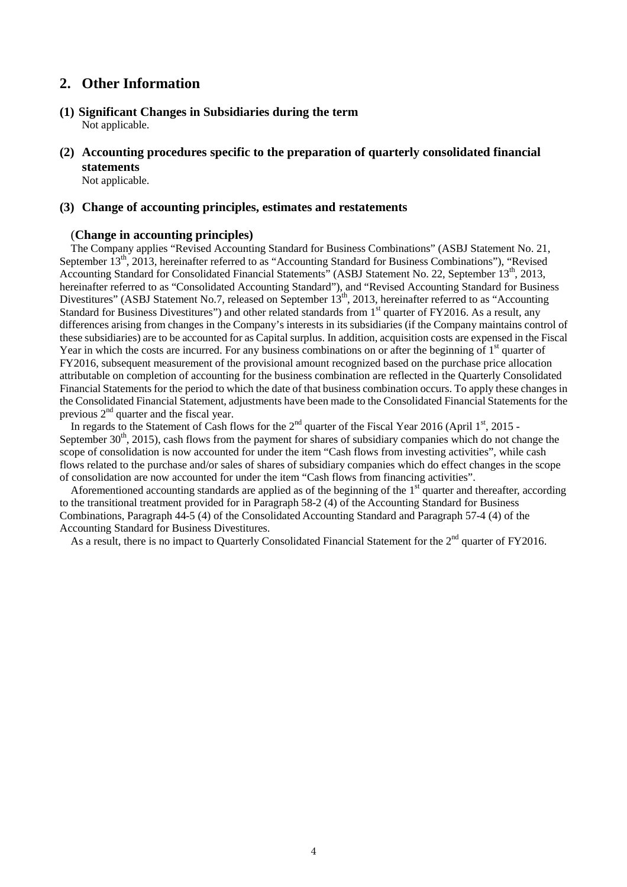## 2. Other Information

### (1) Significant Changes in Subsidiaries during the term

Not applicable.

### (2) Accounting procedures specific to the preparation of quarterly consolidated financial statements

Not applicable.

### (3) Change of accounting principles, estimates and restatements

(**Change in accounting principles)**

The Company applies "Revised Accounting Standard for Business Combinations" (ASBJ Statement No. 21, September 13th, 2013, hereinafter referred to as "Accounting Standard for Business Combinations"), "Revised Accounting Standard for Consolidated Financial Statements" (ASBJ Statement No. 22, September 13th, 2013, hereinafter referred to as "Consolidated Accounting Standard"), and "Revised Accounting Standard for Business Divestitures" (ASBJ Statement No.7, released on September 13th, 2013, hereinafter referred to as "Accounting Standard for Business Divestitures") and other related standards from 1st quarter of FY2016. As a result, any differences arising from changes in the Company's interests in its subsidiaries (if the Company maintains control of these subsidiaries) are to be accounted for as Capital surplus. In addition, acquisition costs are expensed in the Fiscal Year in which the costs are incurred. For any business combinations on or after the beginning of 1st quarter of FY2016, subsequent measurement of the provisional amount recognized based on the purchase price allocation attributable on completion of accounting for the business combination are reflected in the Quarterly Consolidated Financial Statements for the period to which the date of that business combination occurs. To apply these changes in the Consolidated Financial Statement, adjustments have been made to the Consolidated Financial Statements for the previous 2nd quarter and the fiscal year.

In regards to the Statement of Cash flows for the 2nd quarter of the Fiscal Year 2016 (April 1st, 2015 - September 30th, 2015), cash flows from the payment for shares of subsidiary companies which do not change the scope of consolidation is now accounted for under the item "Cash flows from investing activities", while cash flows related to the purchase and/or sales of shares of subsidiary companies which do effect changes in the scope of consolidation are now accounted for under the item "Cash flows from financing activities".

Aforementioned accounting standards are applied as of the beginning of the 1st quarter and thereafter, according to the transitional treatment provided for in Paragraph 58-2 (4) of the Accounting Standard for Business Combinations, Paragraph 44-5 (4) of the Consolidated Accounting Standard and Paragraph 57-4 (4) of the Accounting Standard for Business Divestitures.

As a result, there is no impact to Quarterly Consolidated Financial Statement for the 2nd quarter of FY2016.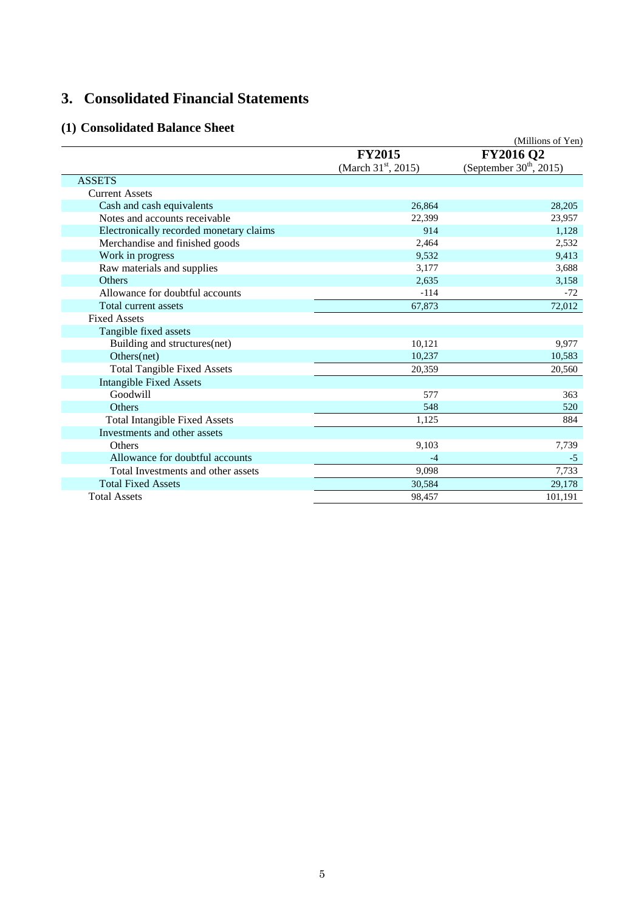# 3. Consolidated Financial Statements

## (1) Consolidated Balance Sheet

(Millions of Yen)

| | FY2015 (March 31st, 2015) | FY2016 Q2 (September 30th, 2015) |
|---|---|---|
| ASSETS | | |
| Current Assets | | |
| Cash and cash equivalents | 26,864 | 28,205 |
| Notes and accounts receivable | 22,399 | 23,957 |
| Electronically recorded monetary claims | 914 | 1,128 |
| Merchandise and finished goods | 2,464 | 2,532 |
| Work in progress | 9,532 | 9,413 |
| Raw materials and supplies | 3,177 | 3,688 |
| Others | 2,635 | 3,158 |
| Allowance for doubtful accounts | -114 | -72 |
| Total current assets | 67,873 | 72,012 |
| Fixed Assets | | |
| Tangible fixed assets | | |
| Building and structures(net) | 10,121 | 9,977 |
| Others(net) | 10,237 | 10,583 |
| Total Tangible Fixed Assets | 20,359 | 20,560 |
| Intangible Fixed Assets | | |
| Goodwill | 577 | 363 |
| Others | 548 | 520 |
| Total Intangible Fixed Assets | 1,125 | 884 |
| Investments and other assets | | |
| Others | 9,103 | 7,739 |
| Allowance for doubtful accounts | -4 | -5 |
| Total Investments and other assets | 9,098 | 7,733 |
| Total Fixed Assets | 30,584 | 29,178 |
| Total Assets | 98,457 | 101,191 |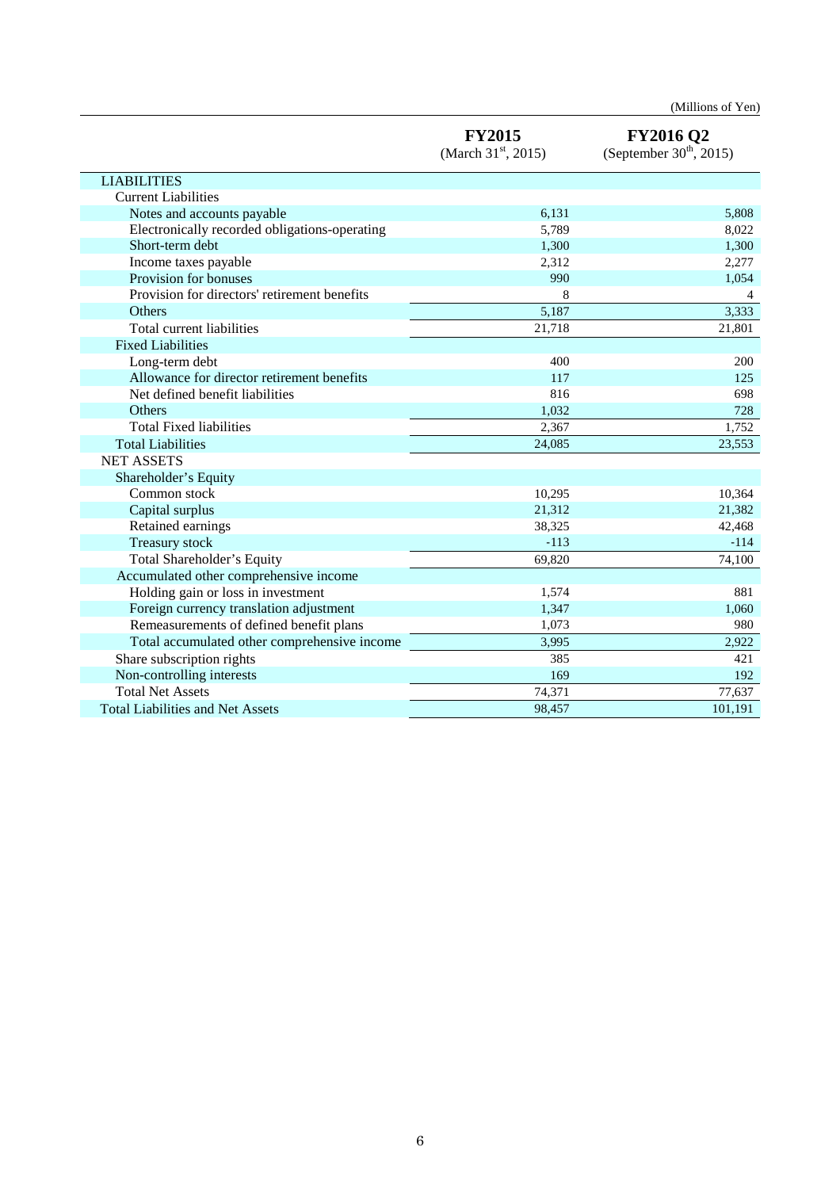(Millions of Yen)

| | FY2015 (March 31st, 2015) | FY2016 Q2 (September 30th, 2015) |
|---|---|---|
| LIABILITIES | | |
| Current Liabilities | | |
| Notes and accounts payable | 6,131 | 5,808 |
| Electronically recorded obligations-operating | 5,789 | 8,022 |
| Short-term debt | 1,300 | 1,300 |
| Income taxes payable | 2,312 | 2,277 |
| Provision for bonuses | 990 | 1,054 |
| Provision for directors' retirement benefits | 8 | 4 |
| Others | 5,187 | 3,333 |
| Total current liabilities | 21,718 | 21,801 |
| Fixed Liabilities | | |
| Long-term debt | 400 | 200 |
| Allowance for director retirement benefits | 117 | 125 |
| Net defined benefit liabilities | 816 | 698 |
| Others | 1,032 | 728 |
| Total Fixed liabilities | 2,367 | 1,752 |
| Total Liabilities | 24,085 | 23,553 |
| NET ASSETS | | |
| Shareholder's Equity | | |
| Common stock | 10,295 | 10,364 |
| Capital surplus | 21,312 | 21,382 |
| Retained earnings | 38,325 | 42,468 |
| Treasury stock | -113 | -114 |
| Total Shareholder's Equity | 69,820 | 74,100 |
| Accumulated other comprehensive income | | |
| Holding gain or loss in investment | 1,574 | 881 |
| Foreign currency translation adjustment | 1,347 | 1,060 |
| Remeasurements of defined benefit plans | 1,073 | 980 |
| Total accumulated other comprehensive income | 3,995 | 2,922 |
| Share subscription rights | 385 | 421 |
| Non-controlling interests | 169 | 192 |
| Total Net Assets | 74,371 | 77,637 |
| Total Liabilities and Net Assets | 98,457 | 101,191 |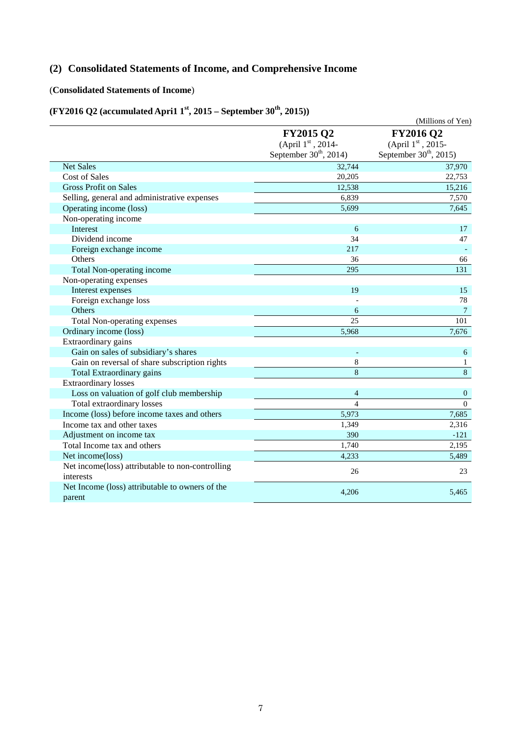## (2) Consolidated Statements of Income, and Comprehensive Income

(**Consolidated Statements of Income**)

### (FY2016 Q2 (accumulated Apri1 1st, 2015 – September 30th, 2015))

(Millions of Yen)

| | FY2015 Q2 (April 1st, 2014- September 30th, 2014) | FY2016 Q2 (April 1st, 2015- September 30th, 2015) |
|---|---|---|
| Net Sales | 32,744 | 37,970 |
| Cost of Sales | 20,205 | 22,753 |
| Gross Profit on Sales | 12,538 | 15,216 |
| Selling, general and administrative expenses | 6,839 | 7,570 |
| Operating income (loss) | 5,699 | 7,645 |
| Non-operating income | | |
| Interest | 6 | 17 |
| Dividend income | 34 | 47 |
| Foreign exchange income | 217 | - |
| Others | 36 | 66 |
| Total Non-operating income | 295 | 131 |
| Non-operating expenses | | |
| Interest expenses | 19 | 15 |
| Foreign exchange loss | - | 78 |
| Others | 6 | 7 |
| Total Non-operating expenses | 25 | 101 |
| Ordinary income (loss) | 5,968 | 7,676 |
| Extraordinary gains | | |
| Gain on sales of subsidiary's shares | - | 6 |
| Gain on reversal of share subscription rights | 8 | 1 |
| Total Extraordinary gains | 8 | 8 |
| Extraordinary losses | | |
| Loss on valuation of golf club membership | 4 | 0 |
| Total extraordinary losses | 4 | 0 |
| Income (loss) before income taxes and others | 5,973 | 7,685 |
| Income tax and other taxes | 1,349 | 2,316 |
| Adjustment on income tax | 390 | -121 |
| Total Income tax and others | 1,740 | 2,195 |
| Net income(loss) | 4,233 | 5,489 |
| Net income(loss) attributable to non-controlling interests | 26 | 23 |
| Net Income (loss) attributable to owners of the parent | 4,206 | 5,465 |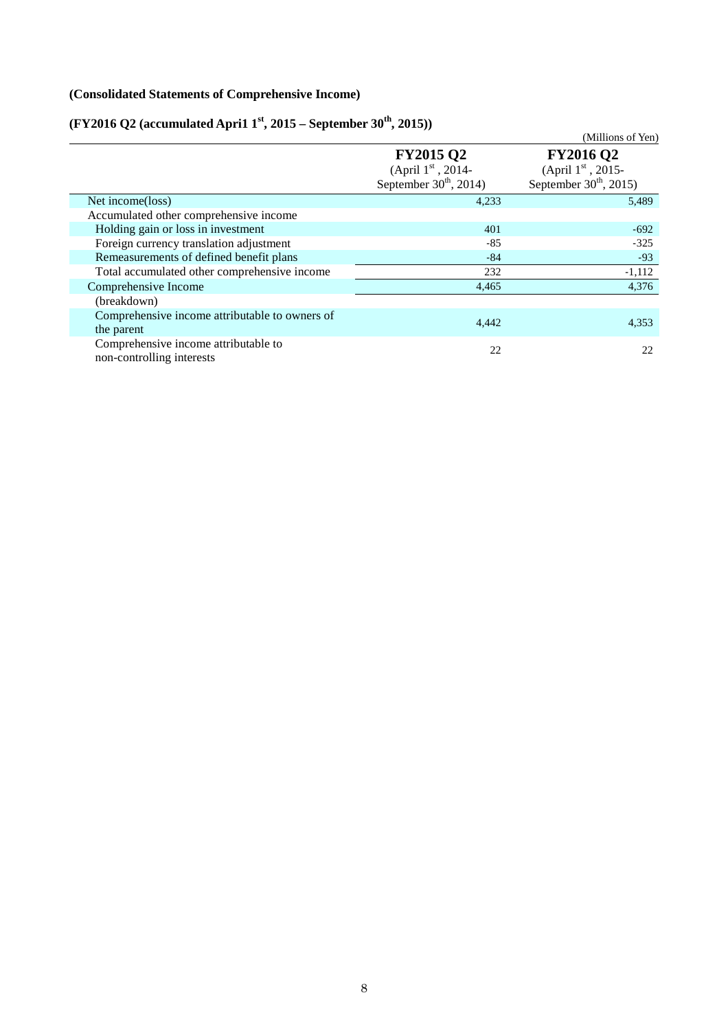**(Consolidated Statements of Comprehensive Income)**

**(FY2016 Q2 (accumulated Apri1 1st, 2015 – September 30th, 2015))**

(Millions of Yen)

| | **FY2015 Q2** (April 1st, 2014- September 30th, 2014) | **FY2016 Q2** (April 1st, 2015- September 30th, 2015) |
|---|---|---|
| Net income(loss) | 4,233 | 5,489 |
| Accumulated other comprehensive income | | |
| Holding gain or loss in investment | 401 | -692 |
| Foreign currency translation adjustment | -85 | -325 |
| Remeasurements of defined benefit plans | -84 | -93 |
| Total accumulated other comprehensive income | 232 | -1,112 |
| Comprehensive Income | 4,465 | 4,376 |
| (breakdown) | | |
| Comprehensive income attributable to owners of the parent | 4,442 | 4,353 |
| Comprehensive income attributable to non-controlling interests | 22 | 22 |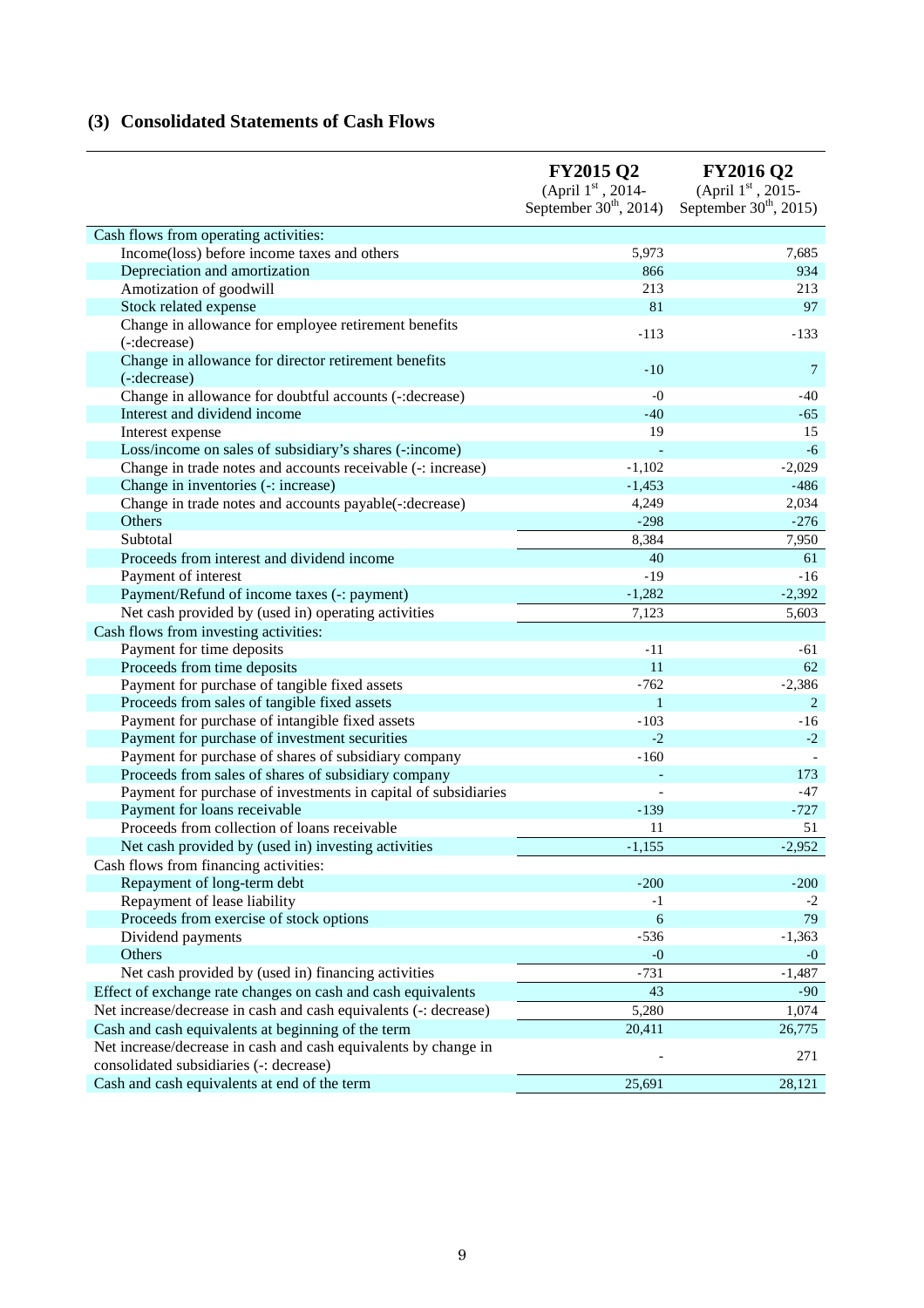## (3) Consolidated Statements of Cash Flows

| | FY2015 Q2 (April 1st, 2014- September 30th, 2014) | FY2016 Q2 (April 1st, 2015- September 30th, 2015) |
|---|---|---|
| Cash flows from operating activities: | | |
| Income(loss) before income taxes and others | 5,973 | 7,685 |
| Depreciation and amortization | 866 | 934 |
| Amotization of goodwill | 213 | 213 |
| Stock related expense | 81 | 97 |
| Change in allowance for employee retirement benefits (-:decrease) | -113 | -133 |
| Change in allowance for director retirement benefits (-:decrease) | -10 | 7 |
| Change in allowance for doubtful accounts (-:decrease) | -0 | -40 |
| Interest and dividend income | -40 | -65 |
| Interest expense | 19 | 15 |
| Loss/income on sales of subsidiary's shares (-:income) | - | -6 |
| Change in trade notes and accounts receivable (-: increase) | -1,102 | -2,029 |
| Change in inventories (-: increase) | -1,453 | -486 |
| Change in trade notes and accounts payable(-:decrease) | 4,249 | 2,034 |
| Others | -298 | -276 |
| Subtotal | 8,384 | 7,950 |
| Proceeds from interest and dividend income | 40 | 61 |
| Payment of interest | -19 | -16 |
| Payment/Refund of income taxes (-: payment) | -1,282 | -2,392 |
| Net cash provided by (used in) operating activities | 7,123 | 5,603 |
| Cash flows from investing activities: | | |
| Payment for time deposits | -11 | -61 |
| Proceeds from time deposits | 11 | 62 |
| Payment for purchase of tangible fixed assets | -762 | -2,386 |
| Proceeds from sales of tangible fixed assets | 1 | 2 |
| Payment for purchase of intangible fixed assets | -103 | -16 |
| Payment for purchase of investment securities | -2 | -2 |
| Payment for purchase of shares of subsidiary company | -160 | - |
| Proceeds from sales of shares of subsidiary company | - | 173 |
| Payment for purchase of investments in capital of subsidiaries | - | -47 |
| Payment for loans receivable | -139 | -727 |
| Proceeds from collection of loans receivable | 11 | 51 |
| Net cash provided by (used in) investing activities | -1,155 | -2,952 |
| Cash flows from financing activities: | | |
| Repayment of long-term debt | -200 | -200 |
| Repayment of lease liability | -1 | -2 |
| Proceeds from exercise of stock options | 6 | 79 |
| Dividend payments | -536 | -1,363 |
| Others | -0 | -0 |
| Net cash provided by (used in) financing activities | -731 | -1,487 |
| Effect of exchange rate changes on cash and cash equivalents | 43 | -90 |
| Net increase/decrease in cash and cash equivalents (-: decrease) | 5,280 | 1,074 |
| Cash and cash equivalents at beginning of the term | 20,411 | 26,775 |
| Net increase/decrease in cash and cash equivalents by change in consolidated subsidiaries (-: decrease) | - | 271 |
| Cash and cash equivalents at end of the term | 25,691 | 28,121 |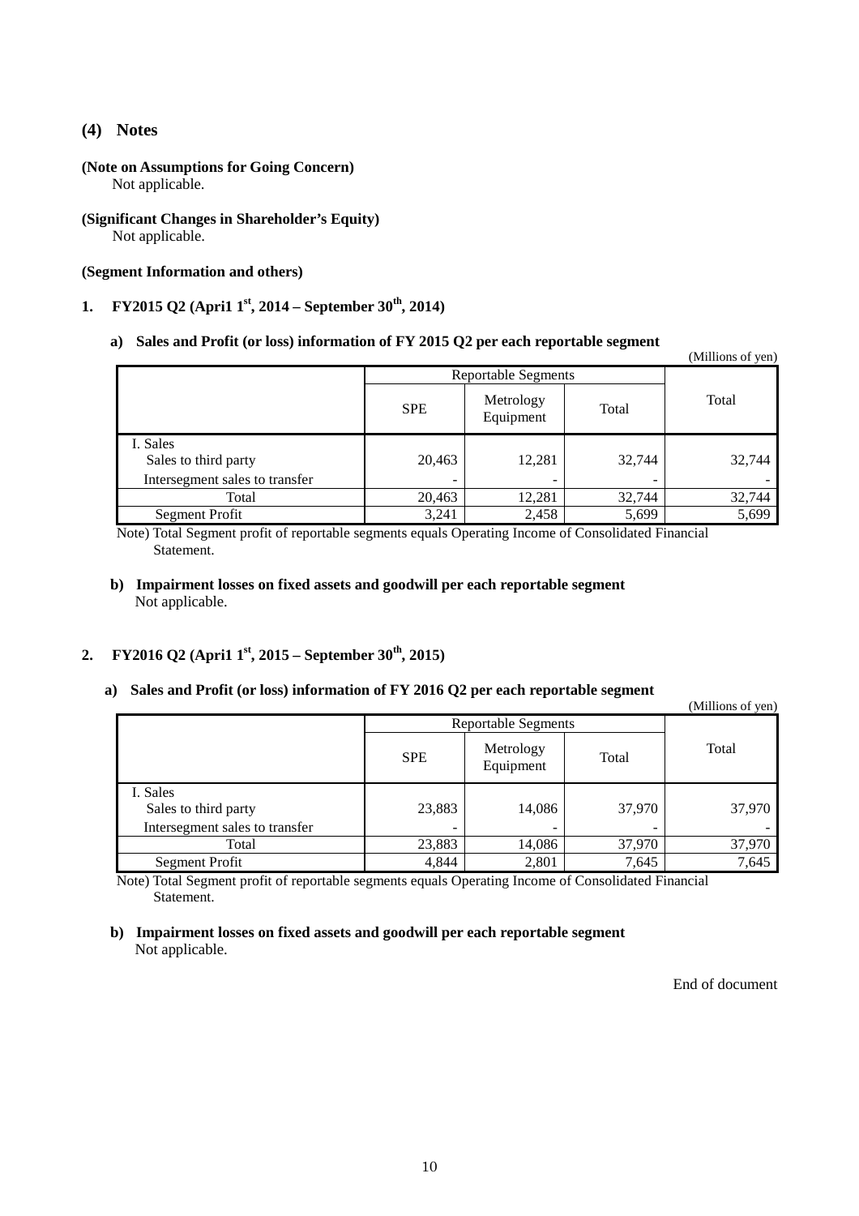## (4) Notes

**(Note on Assumptions for Going Concern)**
Not applicable.

**(Significant Changes in Shareholder's Equity)**
Not applicable.

**(Segment Information and others)**

### 1. FY2015 Q2 (Apri1 1st, 2014 – September 30th, 2014)

**a) Sales and Profit (or loss) information of FY 2015 Q2 per each reportable segment**

(Millions of yen)

| | Reportable Segments | | | Total |
|---|---|---|---|---|
| | SPE | Metrology Equipment | Total | |
| I. Sales | | | | |
| Sales to third party | 20,463 | 12,281 | 32,744 | 32,744 |
| Intersegment sales to transfer | - | - | - | - |
| Total | 20,463 | 12,281 | 32,744 | 32,744 |
| Segment Profit | 3,241 | 2,458 | 5,699 | 5,699 |

Note) Total Segment profit of reportable segments equals Operating Income of Consolidated Financial Statement.

**b) Impairment losses on fixed assets and goodwill per each reportable segment**
Not applicable.

### 2. FY2016 Q2 (Apri1 1st, 2015 – September 30th, 2015)

**a) Sales and Profit (or loss) information of FY 2016 Q2 per each reportable segment**

(Millions of yen)

| | Reportable Segments | | | Total |
|---|---|---|---|---|
| | SPE | Metrology Equipment | Total | |
| I. Sales | | | | |
| Sales to third party | 23,883 | 14,086 | 37,970 | 37,970 |
| Intersegment sales to transfer | - | - | - | - |
| Total | 23,883 | 14,086 | 37,970 | 37,970 |
| Segment Profit | 4,844 | 2,801 | 7,645 | 7,645 |

Note) Total Segment profit of reportable segments equals Operating Income of Consolidated Financial Statement.

**b) Impairment losses on fixed assets and goodwill per each reportable segment**
Not applicable.

End of document